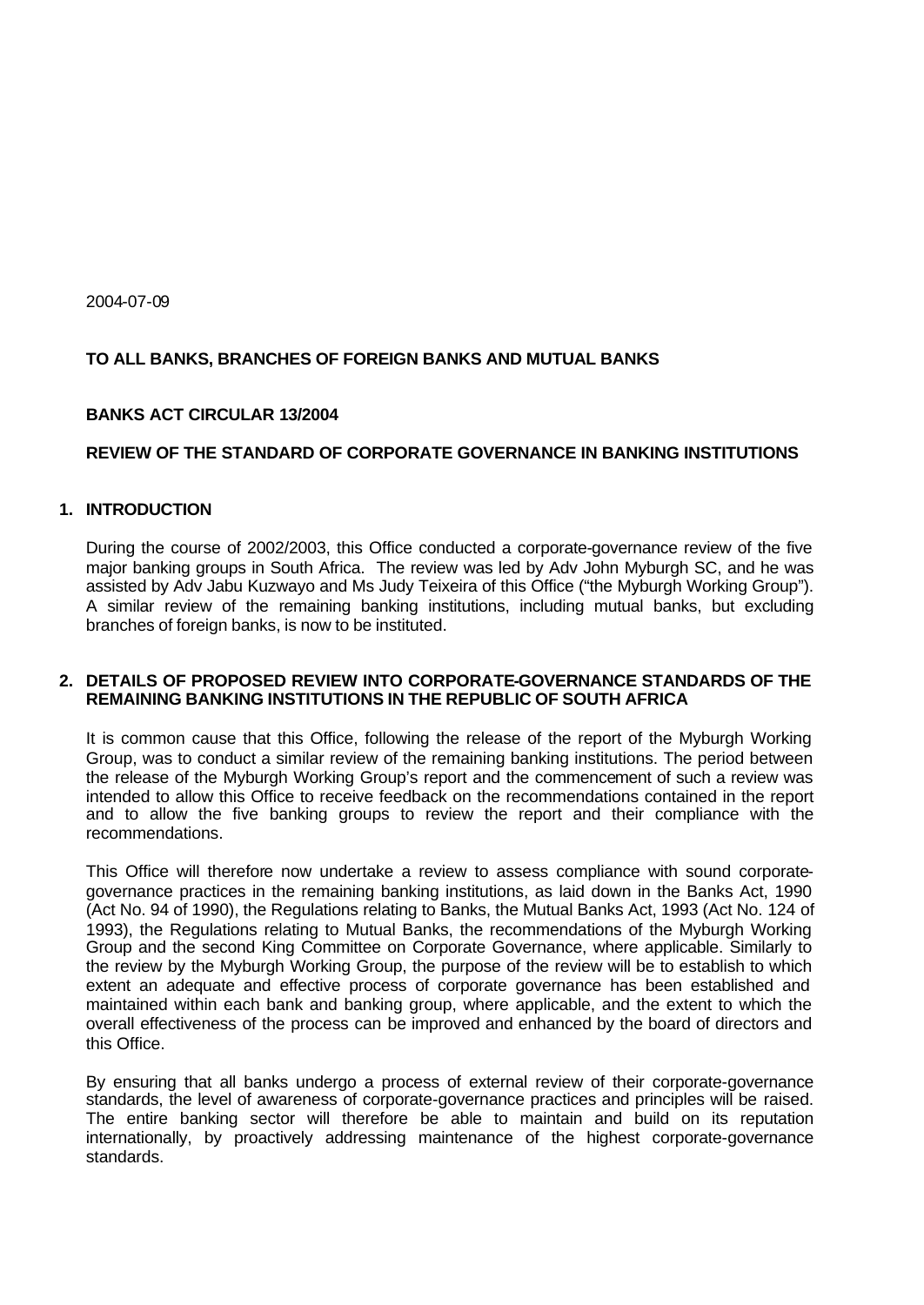2004-07-09

**TO ALL BANKS, BRANCHES OF FOREIGN BANKS AND MUTUAL BANKS**

**BANKS ACT CIRCULAR 13/2004**

**REVIEW OF THE STANDARD OF CORPORATE GOVERNANCE IN BANKING INSTITUTIONS**

## 1. INTRODUCTION

During the course of 2002/2003, this Office conducted a corporate-governance review of the five major banking groups in South Africa. The review was led by Adv John Myburgh SC, and he was assisted by Adv Jabu Kuzwayo and Ms Judy Teixeira of this Office ("the Myburgh Working Group"). A similar review of the remaining banking institutions, including mutual banks, but excluding branches of foreign banks, is now to be instituted.

## 2. DETAILS OF PROPOSED REVIEW INTO CORPORATE-GOVERNANCE STANDARDS OF THE REMAINING BANKING INSTITUTIONS IN THE REPUBLIC OF SOUTH AFRICA

It is common cause that this Office, following the release of the report of the Myburgh Working Group, was to conduct a similar review of the remaining banking institutions. The period between the release of the Myburgh Working Group's report and the commencement of such a review was intended to allow this Office to receive feedback on the recommendations contained in the report and to allow the five banking groups to review the report and their compliance with the recommendations.

This Office will therefore now undertake a review to assess compliance with sound corporate-governance practices in the remaining banking institutions, as laid down in the Banks Act, 1990 (Act No. 94 of 1990), the Regulations relating to Banks, the Mutual Banks Act, 1993 (Act No. 124 of 1993), the Regulations relating to Mutual Banks, the recommendations of the Myburgh Working Group and the second King Committee on Corporate Governance, where applicable. Similarly to the review by the Myburgh Working Group, the purpose of the review will be to establish to which extent an adequate and effective process of corporate governance has been established and maintained within each bank and banking group, where applicable, and the extent to which the overall effectiveness of the process can be improved and enhanced by the board of directors and this Office.

By ensuring that all banks undergo a process of external review of their corporate-governance standards, the level of awareness of corporate-governance practices and principles will be raised. The entire banking sector will therefore be able to maintain and build on its reputation internationally, by proactively addressing maintenance of the highest corporate-governance standards.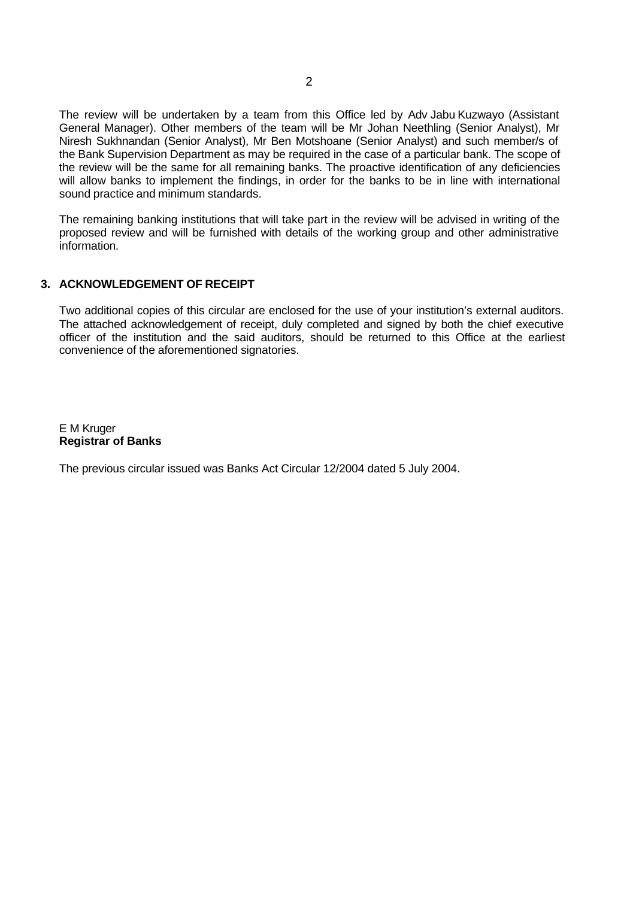The review will be undertaken by a team from this Office led by Adv Jabu Kuzwayo (Assistant General Manager). Other members of the team will be Mr Johan Neethling (Senior Analyst), Mr Niresh Sukhnandan (Senior Analyst), Mr Ben Motshoane (Senior Analyst) and such member/s of the Bank Supervision Department as may be required in the case of a particular bank. The scope of the review will be the same for all remaining banks. The proactive identification of any deficiencies will allow banks to implement the findings, in order for the banks to be in line with international sound practice and minimum standards.

The remaining banking institutions that will take part in the review will be advised in writing of the proposed review and will be furnished with details of the working group and other administrative information.

## 3. ACKNOWLEDGEMENT OF RECEIPT

Two additional copies of this circular are enclosed for the use of your institution's external auditors. The attached acknowledgement of receipt, duly completed and signed by both the chief executive officer of the institution and the said auditors, should be returned to this Office at the earliest convenience of the aforementioned signatories.

E M Kruger
**Registrar of Banks**

The previous circular issued was Banks Act Circular 12/2004 dated 5 July 2004.